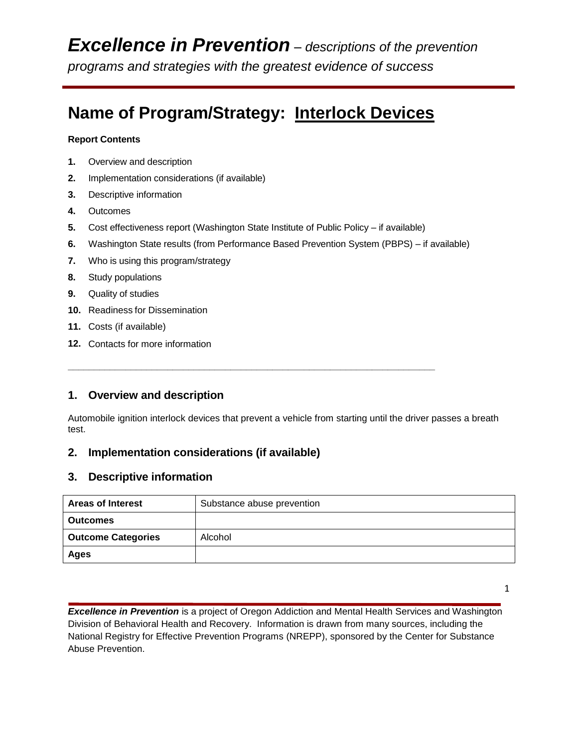# *Excellence in Prevention* – *descriptions of the prevention programs and strategies with the greatest evidence of success*

## Name of Program/Strategy: Interlock Devices

**Report Contents**

1. Overview and description
2. Implementation considerations (if available)
3. Descriptive information
4. Outcomes
5. Cost effectiveness report (Washington State Institute of Public Policy – if available)
6. Washington State results (from Performance Based Prevention System (PBPS) – if available)
7. Who is using this program/strategy
8. Study populations
9. Quality of studies
10. Readiness for Dissemination
11. Costs (if available)
12. Contacts for more information

---

### 1. Overview and description

Automobile ignition interlock devices that prevent a vehicle from starting until the driver passes a breath test.

### 2. Implementation considerations (if available)

### 3. Descriptive information

| **Areas of Interest** | Substance abuse prevention |
|---|---|
| **Outcomes** | |
| **Outcome Categories** | Alcohol |
| **Ages** | |

***Excellence in Prevention*** is a project of Oregon Addiction and Mental Health Services and Washington Division of Behavioral Health and Recovery. Information is drawn from many sources, including the National Registry for Effective Prevention Programs (NREPP), sponsored by the Center for Substance Abuse Prevention.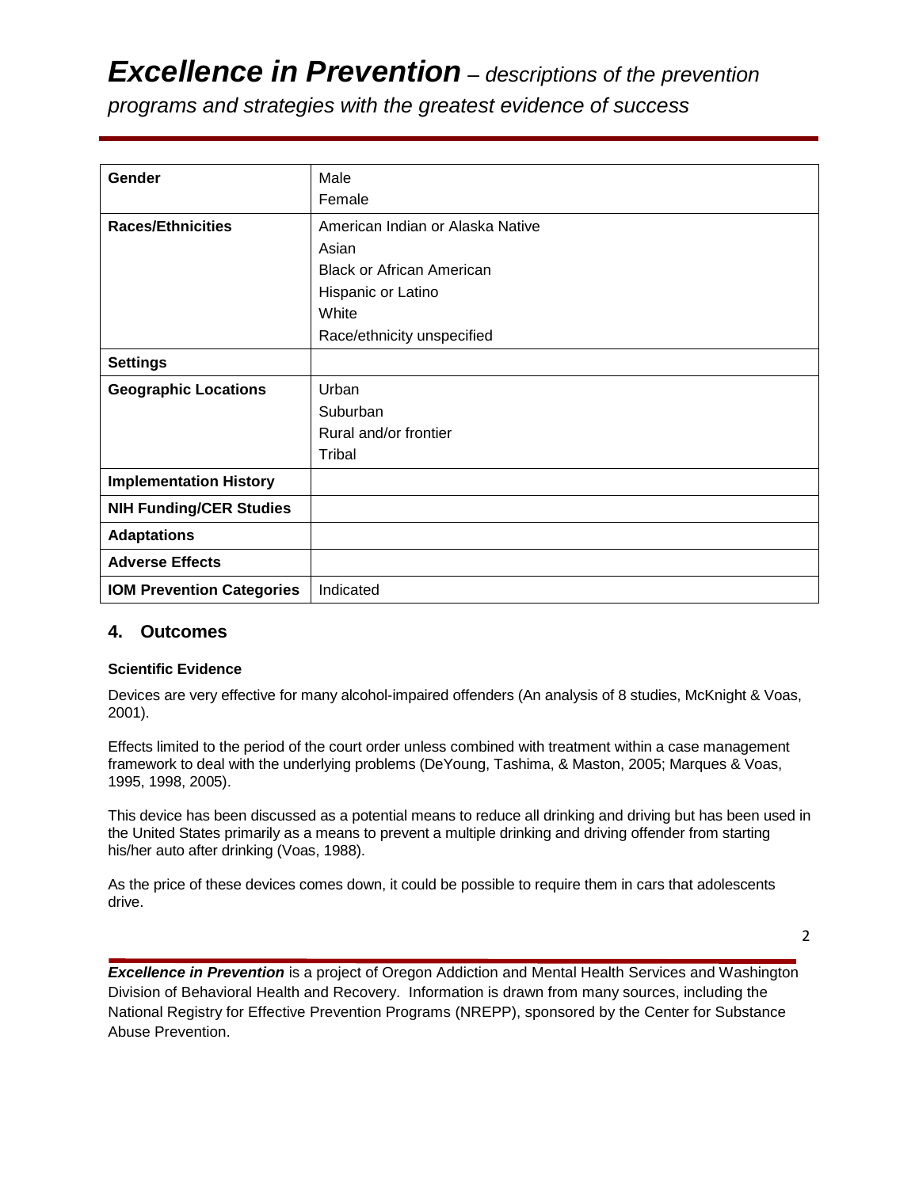| Gender | Male<br>Female |
|---|---|
| **Races/Ethnicities** | American Indian or Alaska Native<br>Asian<br>Black or African American<br>Hispanic or Latino<br>White<br>Race/ethnicity unspecified |
| **Settings** | |
| **Geographic Locations** | Urban<br>Suburban<br>Rural and/or frontier<br>Tribal |
| **Implementation History** | |
| **NIH Funding/CER Studies** | |
| **Adaptations** | |
| **Adverse Effects** | |
| **IOM Prevention Categories** | Indicated |

## 4. Outcomes

**Scientific Evidence**

Devices are very effective for many alcohol-impaired offenders (An analysis of 8 studies, McKnight & Voas, 2001).

Effects limited to the period of the court order unless combined with treatment within a case management framework to deal with the underlying problems (DeYoung, Tashima, & Maston, 2005; Marques & Voas, 1995, 1998, 2005).

This device has been discussed as a potential means to reduce all drinking and driving but has been used in the United States primarily as a means to prevent a multiple drinking and driving offender from starting his/her auto after drinking (Voas, 1988).

As the price of these devices comes down, it could be possible to require them in cars that adolescents drive.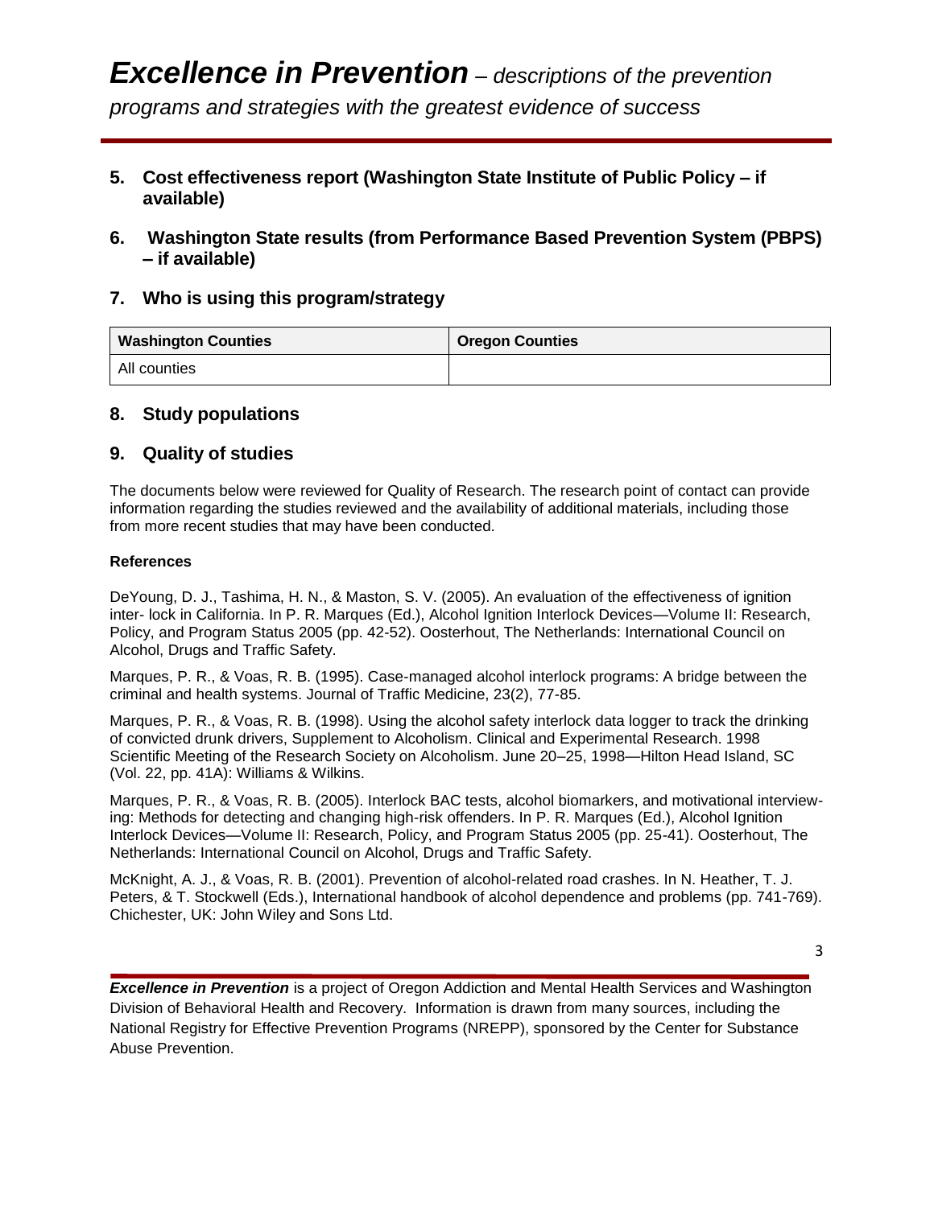## 5. Cost effectiveness report (Washington State Institute of Public Policy – if available)

## 6. Washington State results (from Performance Based Prevention System (PBPS) – if available)

## 7. Who is using this program/strategy

| Washington Counties | Oregon Counties |
|---|---|
| All counties | |

## 8. Study populations

## 9. Quality of studies

The documents below were reviewed for Quality of Research. The research point of contact can provide information regarding the studies reviewed and the availability of additional materials, including those from more recent studies that may have been conducted.

**References**

DeYoung, D. J., Tashima, H. N., & Maston, S. V. (2005). An evaluation of the effectiveness of ignition inter- lock in California. In P. R. Marques (Ed.), Alcohol Ignition Interlock Devices—Volume II: Research, Policy, and Program Status 2005 (pp. 42-52). Oosterhout, The Netherlands: International Council on Alcohol, Drugs and Traffic Safety.

Marques, P. R., & Voas, R. B. (1995). Case-managed alcohol interlock programs: A bridge between the criminal and health systems. Journal of Traffic Medicine, 23(2), 77-85.

Marques, P. R., & Voas, R. B. (1998). Using the alcohol safety interlock data logger to track the drinking of convicted drunk drivers, Supplement to Alcoholism. Clinical and Experimental Research. 1998 Scientific Meeting of the Research Society on Alcoholism. June 20–25, 1998—Hilton Head Island, SC (Vol. 22, pp. 41A): Williams & Wilkins.

Marques, P. R., & Voas, R. B. (2005). Interlock BAC tests, alcohol biomarkers, and motivational interview- ing: Methods for detecting and changing high-risk offenders. In P. R. Marques (Ed.), Alcohol Ignition Interlock Devices—Volume II: Research, Policy, and Program Status 2005 (pp. 25-41). Oosterhout, The Netherlands: International Council on Alcohol, Drugs and Traffic Safety.

McKnight, A. J., & Voas, R. B. (2001). Prevention of alcohol-related road crashes. In N. Heather, T. J. Peters, & T. Stockwell (Eds.), International handbook of alcohol dependence and problems (pp. 741-769). Chichester, UK: John Wiley and Sons Ltd.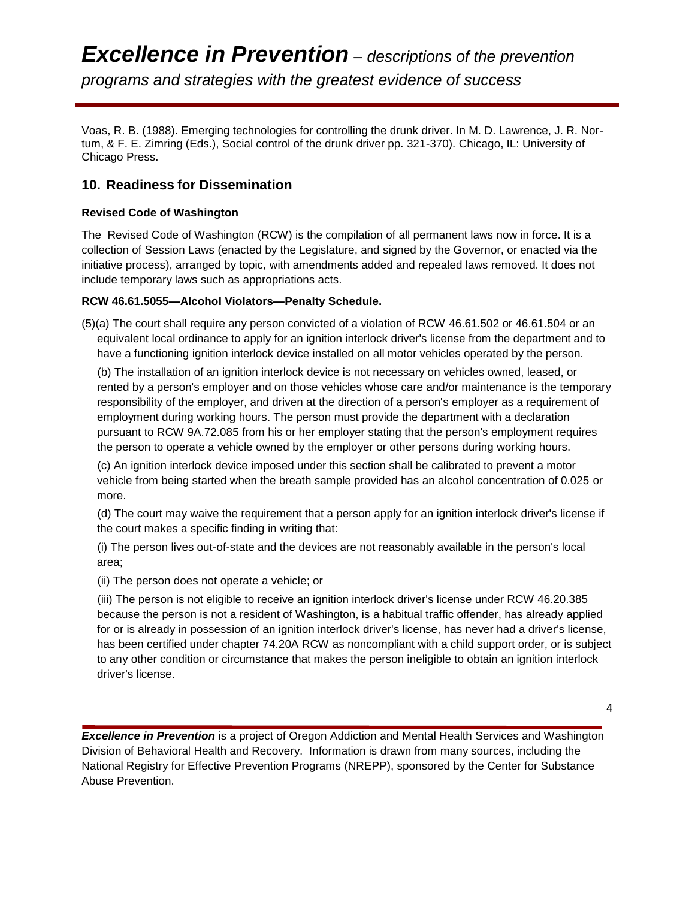Voas, R. B. (1988). Emerging technologies for controlling the drunk driver. In M. D. Lawrence, J. R. Nortum, & F. E. Zimring (Eds.), Social control of the drunk driver pp. 321-370). Chicago, IL: University of Chicago Press.

## 10. Readiness for Dissemination

**Revised Code of Washington**

The Revised Code of Washington (RCW) is the compilation of all permanent laws now in force. It is a collection of Session Laws (enacted by the Legislature, and signed by the Governor, or enacted via the initiative process), arranged by topic, with amendments added and repealed laws removed. It does not include temporary laws such as appropriations acts.

**RCW 46.61.5055—Alcohol Violators—Penalty Schedule.**

(5)(a) The court shall require any person convicted of a violation of RCW 46.61.502 or 46.61.504 or an equivalent local ordinance to apply for an ignition interlock driver's license from the department and to have a functioning ignition interlock device installed on all motor vehicles operated by the person.

(b) The installation of an ignition interlock device is not necessary on vehicles owned, leased, or rented by a person's employer and on those vehicles whose care and/or maintenance is the temporary responsibility of the employer, and driven at the direction of a person's employer as a requirement of employment during working hours. The person must provide the department with a declaration pursuant to RCW 9A.72.085 from his or her employer stating that the person's employment requires the person to operate a vehicle owned by the employer or other persons during working hours.

(c) An ignition interlock device imposed under this section shall be calibrated to prevent a motor vehicle from being started when the breath sample provided has an alcohol concentration of 0.025 or more.

(d) The court may waive the requirement that a person apply for an ignition interlock driver's license if the court makes a specific finding in writing that:

(i) The person lives out-of-state and the devices are not reasonably available in the person's local area;

(ii) The person does not operate a vehicle; or

(iii) The person is not eligible to receive an ignition interlock driver's license under RCW 46.20.385 because the person is not a resident of Washington, is a habitual traffic offender, has already applied for or is already in possession of an ignition interlock driver's license, has never had a driver's license, has been certified under chapter 74.20A RCW as noncompliant with a child support order, or is subject to any other condition or circumstance that makes the person ineligible to obtain an ignition interlock driver's license.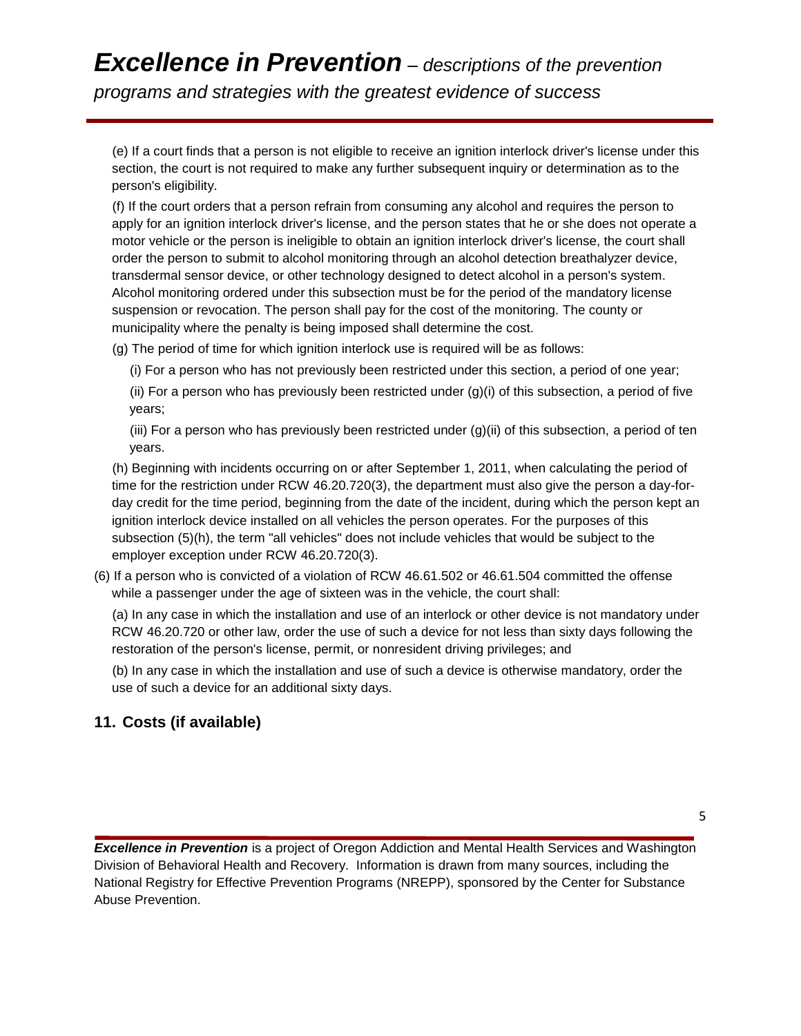(e) If a court finds that a person is not eligible to receive an ignition interlock driver's license under this section, the court is not required to make any further subsequent inquiry or determination as to the person's eligibility.

(f) If the court orders that a person refrain from consuming any alcohol and requires the person to apply for an ignition interlock driver's license, and the person states that he or she does not operate a motor vehicle or the person is ineligible to obtain an ignition interlock driver's license, the court shall order the person to submit to alcohol monitoring through an alcohol detection breathalyzer device, transdermal sensor device, or other technology designed to detect alcohol in a person's system. Alcohol monitoring ordered under this subsection must be for the period of the mandatory license suspension or revocation. The person shall pay for the cost of the monitoring. The county or municipality where the penalty is being imposed shall determine the cost.

(g) The period of time for which ignition interlock use is required will be as follows:

(i) For a person who has not previously been restricted under this section, a period of one year;

(ii) For a person who has previously been restricted under (g)(i) of this subsection, a period of five years;

(iii) For a person who has previously been restricted under (g)(ii) of this subsection, a period of ten years.

(h) Beginning with incidents occurring on or after September 1, 2011, when calculating the period of time for the restriction under RCW 46.20.720(3), the department must also give the person a day-for-day credit for the time period, beginning from the date of the incident, during which the person kept an ignition interlock device installed on all vehicles the person operates. For the purposes of this subsection (5)(h), the term "all vehicles" does not include vehicles that would be subject to the employer exception under RCW 46.20.720(3).

(6) If a person who is convicted of a violation of RCW 46.61.502 or 46.61.504 committed the offense while a passenger under the age of sixteen was in the vehicle, the court shall:

(a) In any case in which the installation and use of an interlock or other device is not mandatory under RCW 46.20.720 or other law, order the use of such a device for not less than sixty days following the restoration of the person's license, permit, or nonresident driving privileges; and

(b) In any case in which the installation and use of such a device is otherwise mandatory, order the use of such a device for an additional sixty days.

## 11. Costs (if available)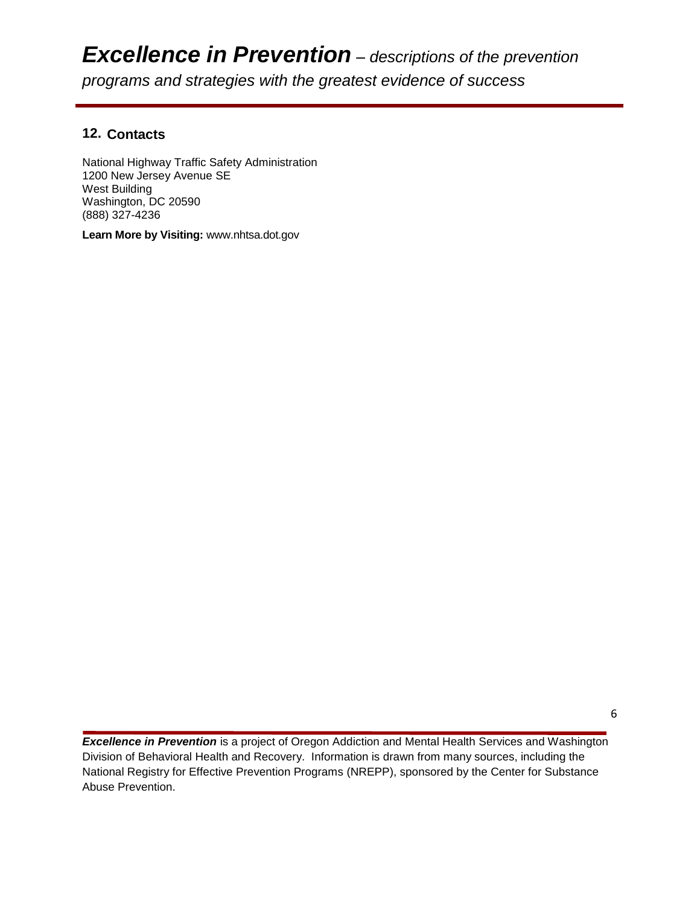## 12. Contacts

National Highway Traffic Safety Administration
1200 New Jersey Avenue SE
West Building
Washington, DC 20590
(888) 327-4236

**Learn More by Visiting:** www.nhtsa.dot.gov